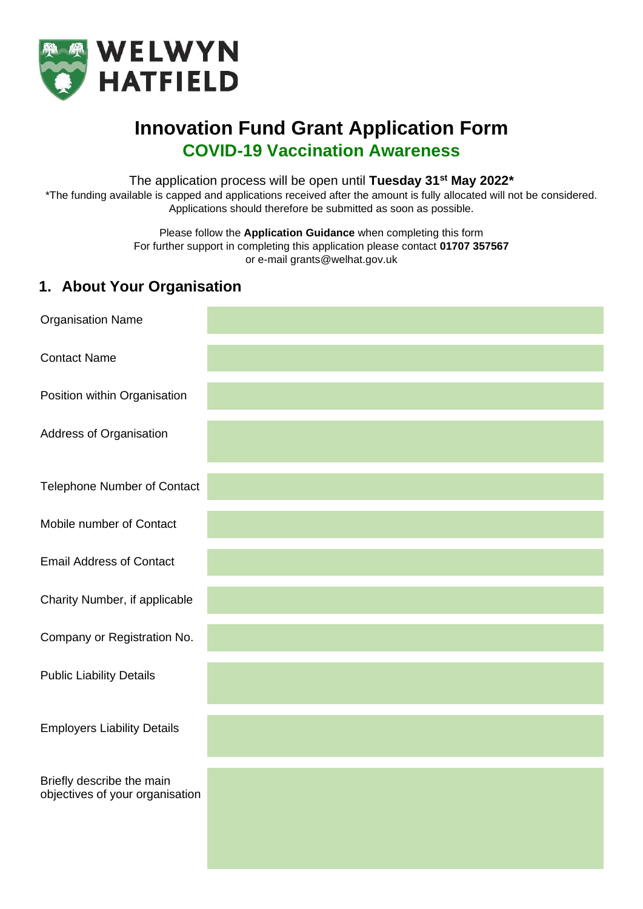WELWYN HATFIELD

# Innovation Fund Grant Application Form

## COVID-19 Vaccination Awareness

The application process will be open until **Tuesday 31st May 2022***

*The funding available is capped and applications received after the amount is fully allocated will not be considered. Applications should therefore be submitted as soon as possible.

Please follow the **Application Guidance** when completing this form
For further support in completing this application please contact **01707 357567**
or e-mail grants@welhat.gov.uk

## 1. About Your Organisation

| | |
|---|---|
| Organisation Name | |
| Contact Name | |
| Position within Organisation | |
| Address of Organisation | |
| Telephone Number of Contact | |
| Mobile number of Contact | |
| Email Address of Contact | |
| Charity Number, if applicable | |
| Company or Registration No. | |
| Public Liability Details | |
| Employers Liability Details | |
| Briefly describe the main objectives of your organisation | |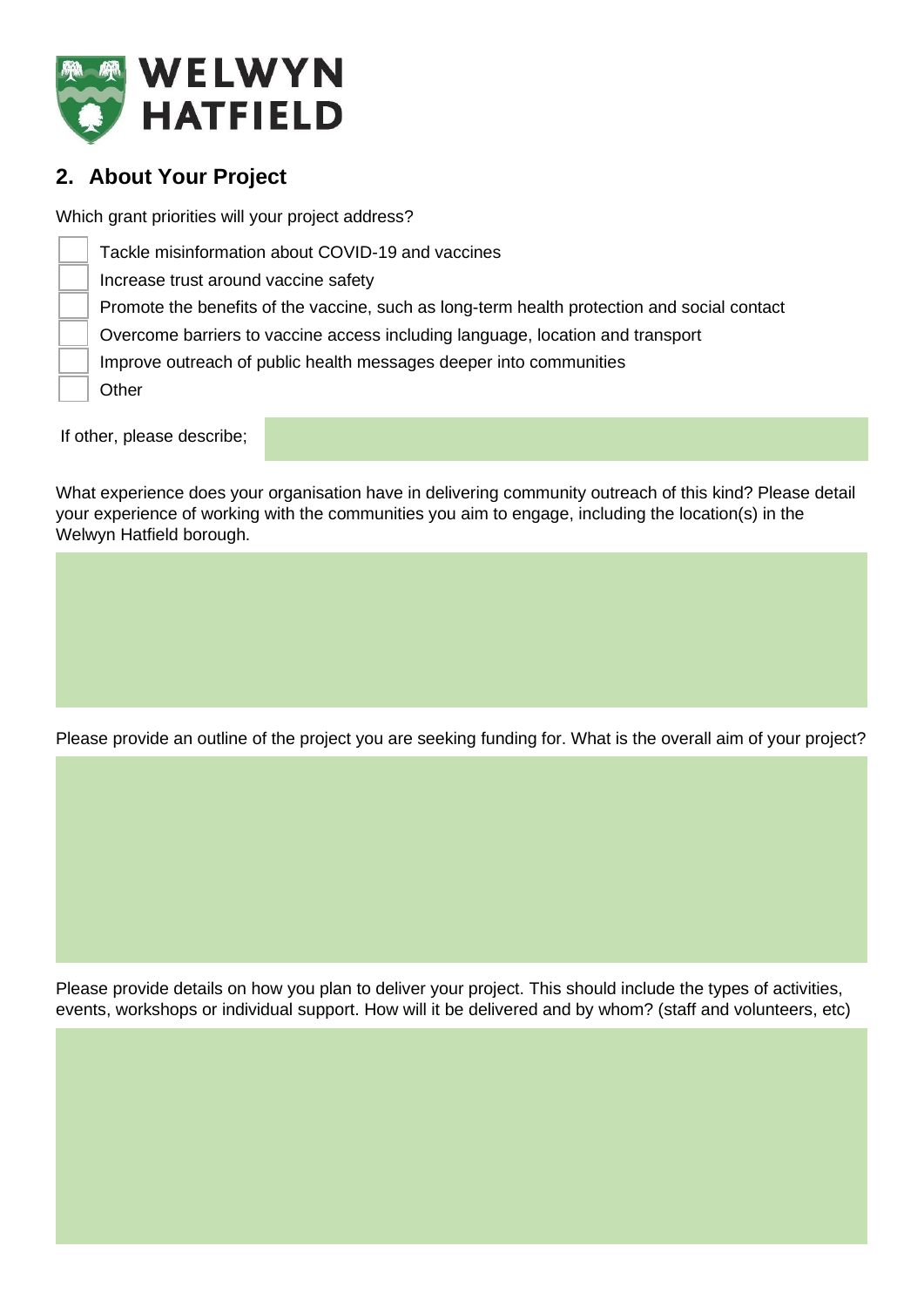## 2. About Your Project

Which grant priorities will your project address?

- [ ] Tackle misinformation about COVID-19 and vaccines
- [ ] Increase trust around vaccine safety
- [ ] Promote the benefits of the vaccine, such as long-term health protection and social contact
- [ ] Overcome barriers to vaccine access including language, location and transport
- [ ] Improve outreach of public health messages deeper into communities
- [ ] Other

If other, please describe;

What experience does your organisation have in delivering community outreach of this kind? Please detail your experience of working with the communities you aim to engage, including the location(s) in the Welwyn Hatfield borough.

Please provide an outline of the project you are seeking funding for. What is the overall aim of your project?

Please provide details on how you plan to deliver your project. This should include the types of activities, events, workshops or individual support. How will it be delivered and by whom? (staff and volunteers, etc)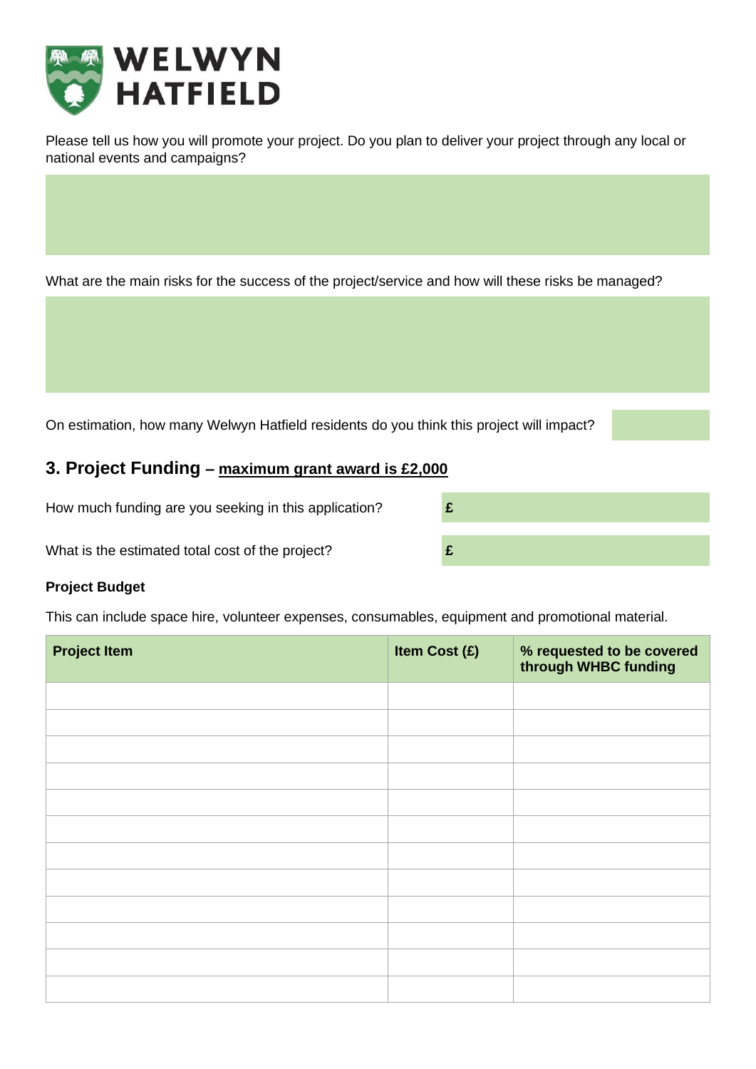Please tell us how you will promote your project. Do you plan to deliver your project through any local or national events and campaigns?

What are the main risks for the success of the project/service and how will these risks be managed?

On estimation, how many Welwyn Hatfield residents do you think this project will impact?

## 3. Project Funding – <u>maximum grant award is £2,000</u>

How much funding are you seeking in this application? **£**

What is the estimated total cost of the project? **£**

**Project Budget**

This can include space hire, volunteer expenses, consumables, equipment and promotional material.

| Project Item | Item Cost (£) | % requested to be covered through WHBC funding |
|---|---|---|
| | | |
| | | |
| | | |
| | | |
| | | |
| | | |
| | | |
| | | |
| | | |
| | | |
| | | |
| | | |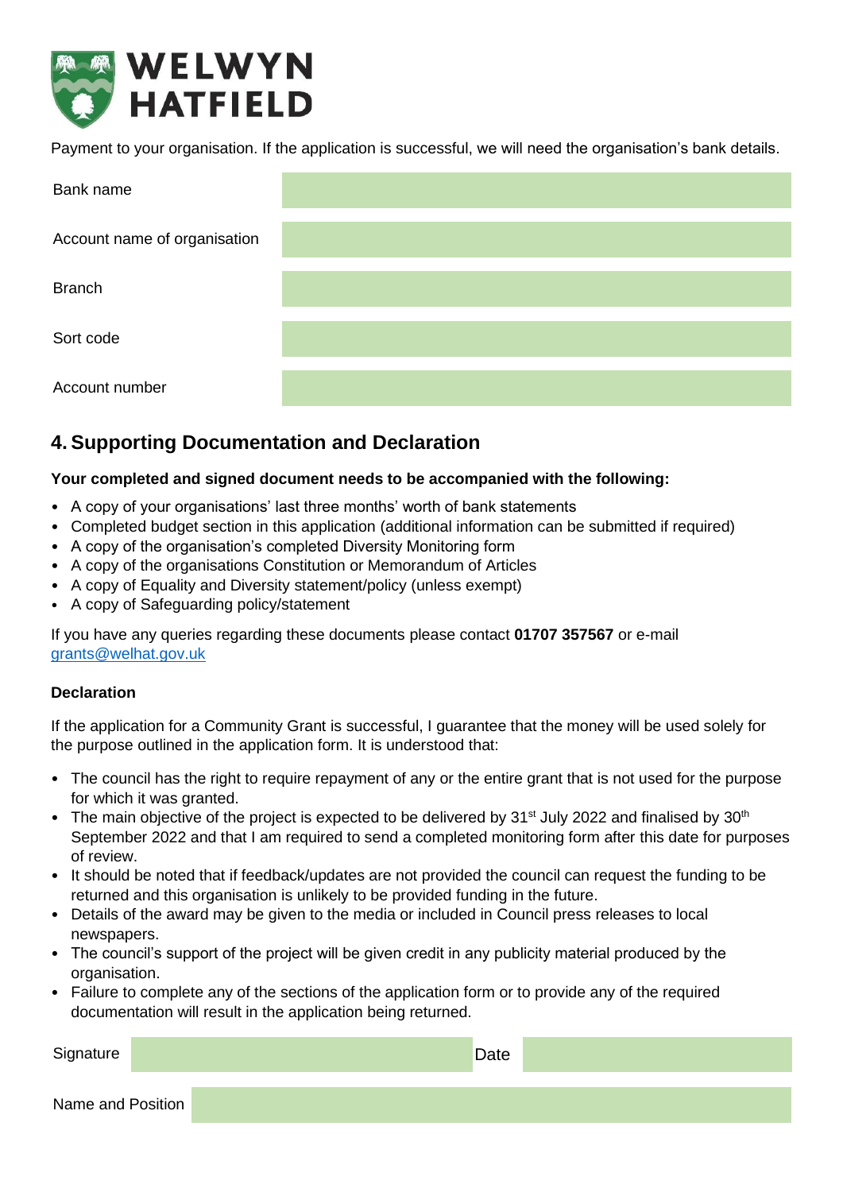Payment to your organisation. If the application is successful, we will need the organisation's bank details.

| | |
|---|---|
| Bank name | |
| Account name of organisation | |
| Branch | |
| Sort code | |
| Account number | |

## 4. Supporting Documentation and Declaration

**Your completed and signed document needs to be accompanied with the following:**

- A copy of your organisations' last three months' worth of bank statements
- Completed budget section in this application (additional information can be submitted if required)
- A copy of the organisation's completed Diversity Monitoring form
- A copy of the organisations Constitution or Memorandum of Articles
- A copy of Equality and Diversity statement/policy (unless exempt)
- A copy of Safeguarding policy/statement

If you have any queries regarding these documents please contact **01707 357567** or e-mail grants@welhat.gov.uk

**Declaration**

If the application for a Community Grant is successful, I guarantee that the money will be used solely for the purpose outlined in the application form. It is understood that:

- The council has the right to require repayment of any or the entire grant that is not used for the purpose for which it was granted.
- The main objective of the project is expected to be delivered by 31st July 2022 and finalised by 30th September 2022 and that I am required to send a completed monitoring form after this date for purposes of review.
- It should be noted that if feedback/updates are not provided the council can request the funding to be returned and this organisation is unlikely to be provided funding in the future.
- Details of the award may be given to the media or included in Council press releases to local newspapers.
- The council's support of the project will be given credit in any publicity material produced by the organisation.
- Failure to complete any of the sections of the application form or to provide any of the required documentation will result in the application being returned.

| | | | |
|---|---|---|---|
| Signature | | Date | |
| Name and Position | | | |